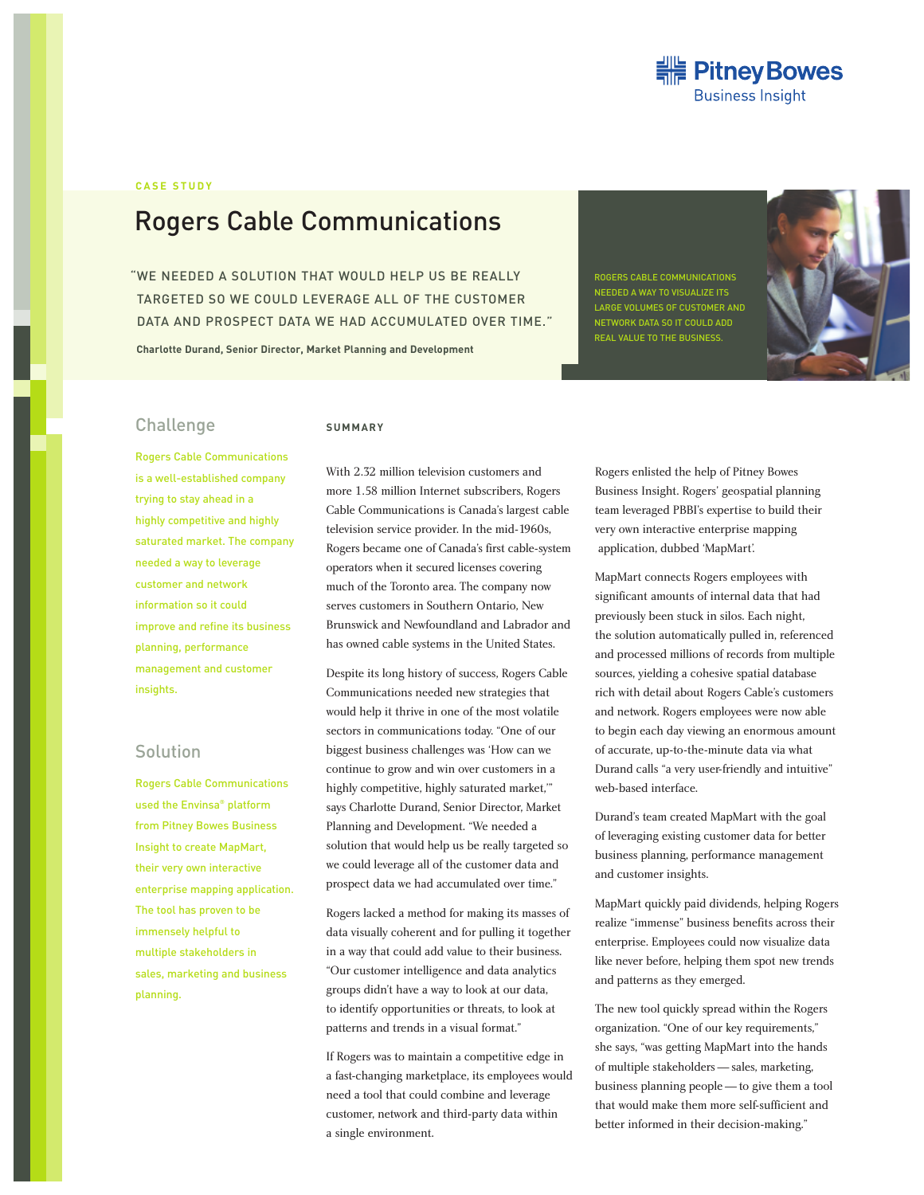Pitney Bowes Business Insight

CASE STUDY

# Rogers Cable Communications

"WE NEEDED A SOLUTION THAT WOULD HELP US BE REALLY TARGETED SO WE COULD LEVERAGE ALL OF THE CUSTOMER DATA AND PROSPECT DATA WE HAD ACCUMULATED OVER TIME."

**Charlotte Durand, Senior Director, Market Planning and Development**

ROGERS CABLE COMMUNICATIONS NEEDED A WAY TO VISUALIZE ITS LARGE VOLUMES OF CUSTOMER AND NETWORK DATA SO IT COULD ADD REAL VALUE TO THE BUSINESS.

## Challenge

Rogers Cable Communications is a well-established company trying to stay ahead in a highly competitive and highly saturated market. The company needed a way to leverage customer and network information so it could improve and refine its business planning, performance management and customer insights.

## Solution

Rogers Cable Communications used the Envinsa® platform from Pitney Bowes Business Insight to create MapMart, their very own interactive enterprise mapping application. The tool has proven to be immensely helpful to multiple stakeholders in sales, marketing and business planning.

### SUMMARY

With 2.32 million television customers and more 1.58 million Internet subscribers, Rogers Cable Communications is Canada's largest cable television service provider. In the mid-1960s, Rogers became one of Canada's first cable-system operators when it secured licenses covering much of the Toronto area. The company now serves customers in Southern Ontario, New Brunswick and Newfoundland and Labrador and has owned cable systems in the United States.

Despite its long history of success, Rogers Cable Communications needed new strategies that would help it thrive in one of the most volatile sectors in communications today. "One of our biggest business challenges was 'How can we continue to grow and win over customers in a highly competitive, highly saturated market,'" says Charlotte Durand, Senior Director, Market Planning and Development. "We needed a solution that would help us be really targeted so we could leverage all of the customer data and prospect data we had accumulated over time."

Rogers lacked a method for making its masses of data visually coherent and for pulling it together in a way that could add value to their business. "Our customer intelligence and data analytics groups didn't have a way to look at our data, to identify opportunities or threats, to look at patterns and trends in a visual format."

If Rogers was to maintain a competitive edge in a fast-changing marketplace, its employees would need a tool that could combine and leverage customer, network and third-party data within a single environment.

Rogers enlisted the help of Pitney Bowes Business Insight. Rogers' geospatial planning team leveraged PBBI's expertise to build their very own interactive enterprise mapping application, dubbed 'MapMart'.

MapMart connects Rogers employees with significant amounts of internal data that had previously been stuck in silos. Each night, the solution automatically pulled in, referenced and processed millions of records from multiple sources, yielding a cohesive spatial database rich with detail about Rogers Cable's customers and network. Rogers employees were now able to begin each day viewing an enormous amount of accurate, up-to-the-minute data via what Durand calls "a very user-friendly and intuitive" web-based interface.

Durand's team created MapMart with the goal of leveraging existing customer data for better business planning, performance management and customer insights.

MapMart quickly paid dividends, helping Rogers realize "immense" business benefits across their enterprise. Employees could now visualize data like never before, helping them spot new trends and patterns as they emerged.

The new tool quickly spread within the Rogers organization. "One of our key requirements," she says, "was getting MapMart into the hands of multiple stakeholders — sales, marketing, business planning people — to give them a tool that would make them more self-sufficient and better informed in their decision-making."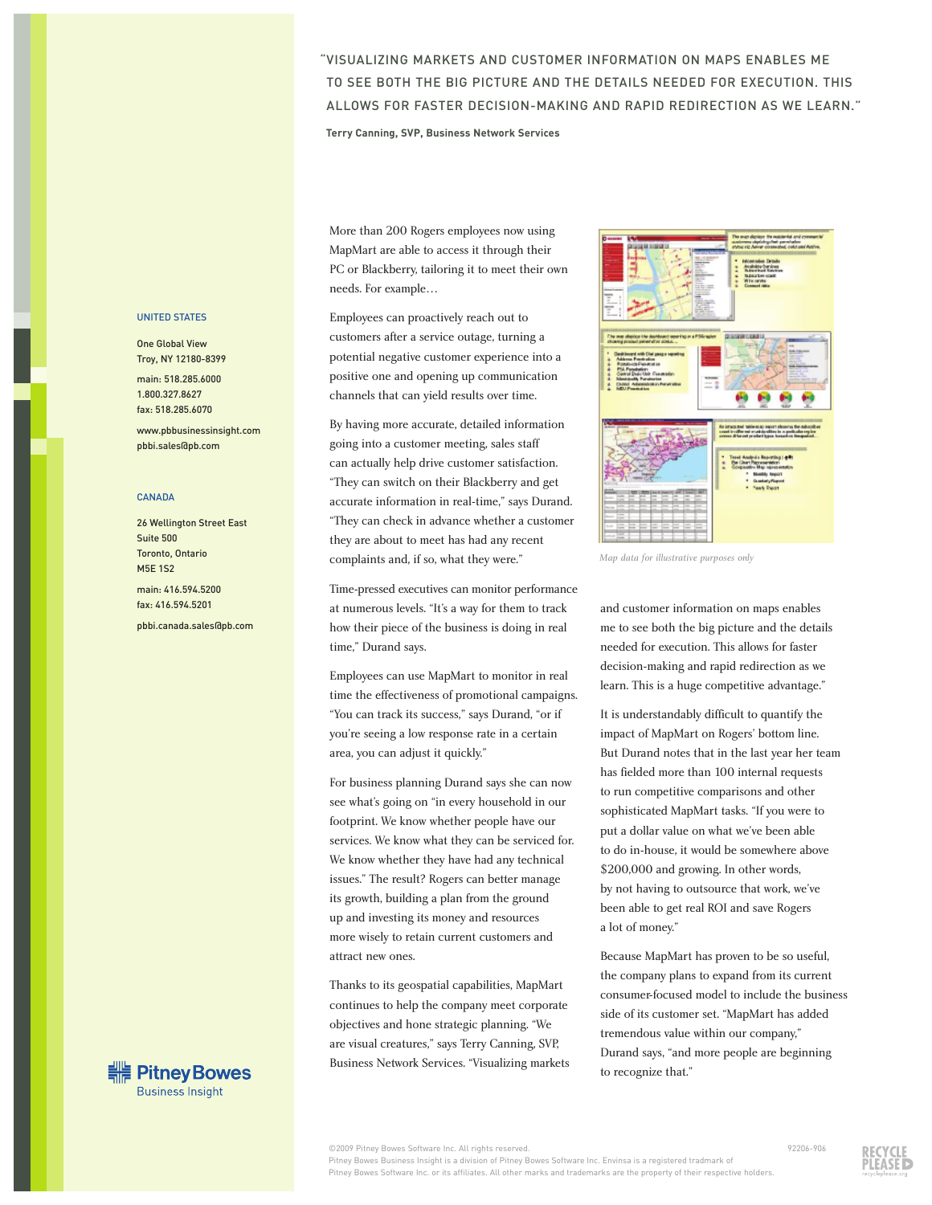"VISUALIZING MARKETS AND CUSTOMER INFORMATION ON MAPS ENABLES ME TO SEE BOTH THE BIG PICTURE AND THE DETAILS NEEDED FOR EXECUTION. THIS ALLOWS FOR FASTER DECISION-MAKING AND RAPID REDIRECTION AS WE LEARN."

**Terry Canning, SVP, Business Network Services**

More than 200 Rogers employees now using MapMart are able to access it through their PC or Blackberry, tailoring it to meet their own needs. For example…

Employees can proactively reach out to customers after a service outage, turning a potential negative customer experience into a positive one and opening up communication channels that can yield results over time.

By having more accurate, detailed information going into a customer meeting, sales staff can actually help drive customer satisfaction. "They can switch on their Blackberry and get accurate information in real-time," says Durand. "They can check in advance whether a customer they are about to meet has had any recent complaints and, if so, what they were."

Time-pressed executives can monitor performance at numerous levels. "It's a way for them to track how their piece of the business is doing in real time," Durand says.

Employees can use MapMart to monitor in real time the effectiveness of promotional campaigns. "You can track its success," says Durand, "or if you're seeing a low response rate in a certain area, you can adjust it quickly."

For business planning Durand says she can now see what's going on "in every household in our footprint. We know whether people have our services. We know what they can be serviced for. We know whether they have had any technical issues." The result? Rogers can better manage its growth, building a plan from the ground up and investing its money and resources more wisely to retain current customers and attract new ones.

Thanks to its geospatial capabilities, MapMart continues to help the company meet corporate objectives and hone strategic planning. "We are visual creatures," says Terry Canning, SVP, Business Network Services. "Visualizing markets and customer information on maps enables me to see both the big picture and the details needed for execution. This allows for faster decision-making and rapid redirection as we learn. This is a huge competitive advantage."

*Map data for illustrative purposes only*

It is understandably difficult to quantify the impact of MapMart on Rogers' bottom line. But Durand notes that in the last year her team has fielded more than 100 internal requests to run competitive comparisons and other sophisticated MapMart tasks. "If you were to put a dollar value on what we've been able to do in-house, it would be somewhere above $200,000 and growing. In other words, by not having to outsource that work, we've been able to get real ROI and save Rogers a lot of money."

Because MapMart has proven to be so useful, the company plans to expand from its current consumer-focused model to include the business side of its customer set. "MapMart has added tremendous value within our company," Durand says, "and more people are beginning to recognize that."

UNITED STATES

One Global View
Troy, NY 12180-8399

main: 518.285.6000
1.800.327.8627
fax: 518.285.6070

www.pbbusinessinsight.com
pbbi.sales@pb.com

CANADA

26 Wellington Street East
Suite 500
Toronto, Ontario
M5E 1S2

main: 416.594.5200
fax: 416.594.5201

pbbi.canada.sales@pb.com

Pitney Bowes Business Insight

©2009 Pitney Bowes Software Inc. All rights reserved. 92206-906
Pitney Bowes Business Insight is a division of Pitney Bowes Software Inc. Envinsa is a registered tradmark of Pitney Bowes Software Inc. or its affiliates. All other marks and trademarks are the property of their respective holders.